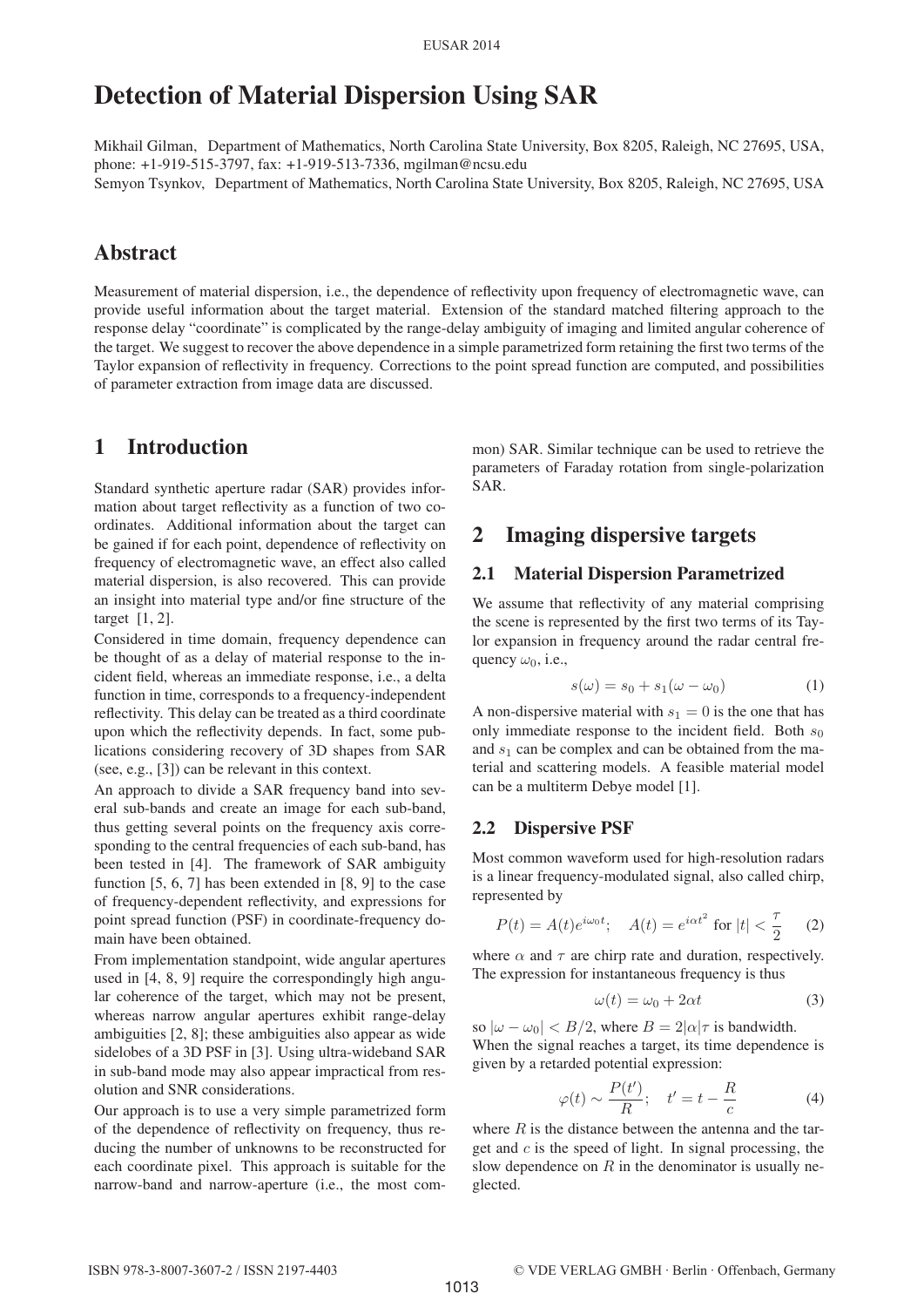# Detection of Material Dispersion Using SAR

Mikhail Gilman, Department of Mathematics, North Carolina State University, Box 8205, Raleigh, NC 27695, USA, phone: +1-919-515-3797, fax: +1-919-513-7336, mgilman@ncsu.edu

Semyon Tsynkov, Department of Mathematics, North Carolina State University, Box 8205, Raleigh, NC 27695, USA

## Abstract

Measurement of material dispersion, i.e., the dependence of reflectivity upon frequency of electromagnetic wave, can provide useful information about the target material. Extension of the standard matched filtering approach to the response delay "coordinate" is complicated by the range-delay ambiguity of imaging and limited angular coherence of the target. We suggest to recover the above dependence in a simple parametrized form retaining the first two terms of the Taylor expansion of reflectivity in frequency. Corrections to the point spread function are computed, and possibilities of parameter extraction from image data are discussed.

## 1 Introduction

Standard synthetic aperture radar (SAR) provides information about target reflectivity as a function of two coordinates. Additional information about the target can be gained if for each point, dependence of reflectivity on frequency of electromagnetic wave, an effect also called material dispersion, is also recovered. This can provide an insight into material type and/or fine structure of the target [1, 2].

Considered in time domain, frequency dependence can be thought of as a delay of material response to the incident field, whereas an immediate response, i.e., a delta function in time, corresponds to a frequency-independent reflectivity. This delay can be treated as a third coordinate upon which the reflectivity depends. In fact, some publications considering recovery of 3D shapes from SAR (see, e.g., [3]) can be relevant in this context.

An approach to divide a SAR frequency band into several sub-bands and create an image for each sub-band, thus getting several points on the frequency axis corresponding to the central frequencies of each sub-band, has been tested in [4]. The framework of SAR ambiguity function [5, 6, 7] has been extended in [8, 9] to the case of frequency-dependent reflectivity, and expressions for point spread function (PSF) in coordinate-frequency domain have been obtained.

From implementation standpoint, wide angular apertures used in [4, 8, 9] require the correspondingly high angular coherence of the target, which may not be present, whereas narrow angular apertures exhibit range-delay ambiguities [2, 8]; these ambiguities also appear as wide sidelobes of a 3D PSF in [3]. Using ultra-wideband SAR in sub-band mode may also appear impractical from resolution and SNR considerations.

Our approach is to use a very simple parametrized form of the dependence of reflectivity on frequency, thus reducing the number of unknowns to be reconstructed for each coordinate pixel. This approach is suitable for the narrow-band and narrow-aperture (i.e., the most common) SAR. Similar technique can be used to retrieve the parameters of Faraday rotation from single-polarization SAR.

## 2 Imaging dispersive targets

### 2.1 Material Dispersion Parametrized

We assume that reflectivity of any material comprising the scene is represented by the first two terms of its Taylor expansion in frequency around the radar central frequency $\omega_0$, i.e.,

$$s(\omega) = s_0 + s_1(\omega - \omega_0) \tag{1}$$

A non-dispersive material with $s_1 = 0$ is the one that has only immediate response to the incident field. Both $s_0$ and $s_1$ can be complex and can be obtained from the material and scattering models. A feasible material model can be a multiterm Debye model [1].

### 2.2 Dispersive PSF

Most common waveform used for high-resolution radars is a linear frequency-modulated signal, also called chirp, represented by

$$P(t) = A(t)e^{i\omega_0 t}; \quad A(t) = e^{i\alpha t^2} \text{ for } |t| < \frac{\tau}{2} \tag{2}$$

where $\alpha$ and $\tau$ are chirp rate and duration, respectively. The expression for instantaneous frequency is thus

$$\omega(t) = \omega_0 + 2\alpha t \tag{3}$$

so $|\omega - \omega_0| < B/2$, where $B = 2|\alpha|\tau$ is bandwidth.

When the signal reaches a target, its time dependence is given by a retarded potential expression:

$$\varphi(t) \sim \frac{P(t')}{R}; \quad t' = t - \frac{R}{c} \tag{4}$$

where $R$ is the distance between the antenna and the target and $c$ is the speed of light. In signal processing, the slow dependence on $R$ in the denominator is usually neglected.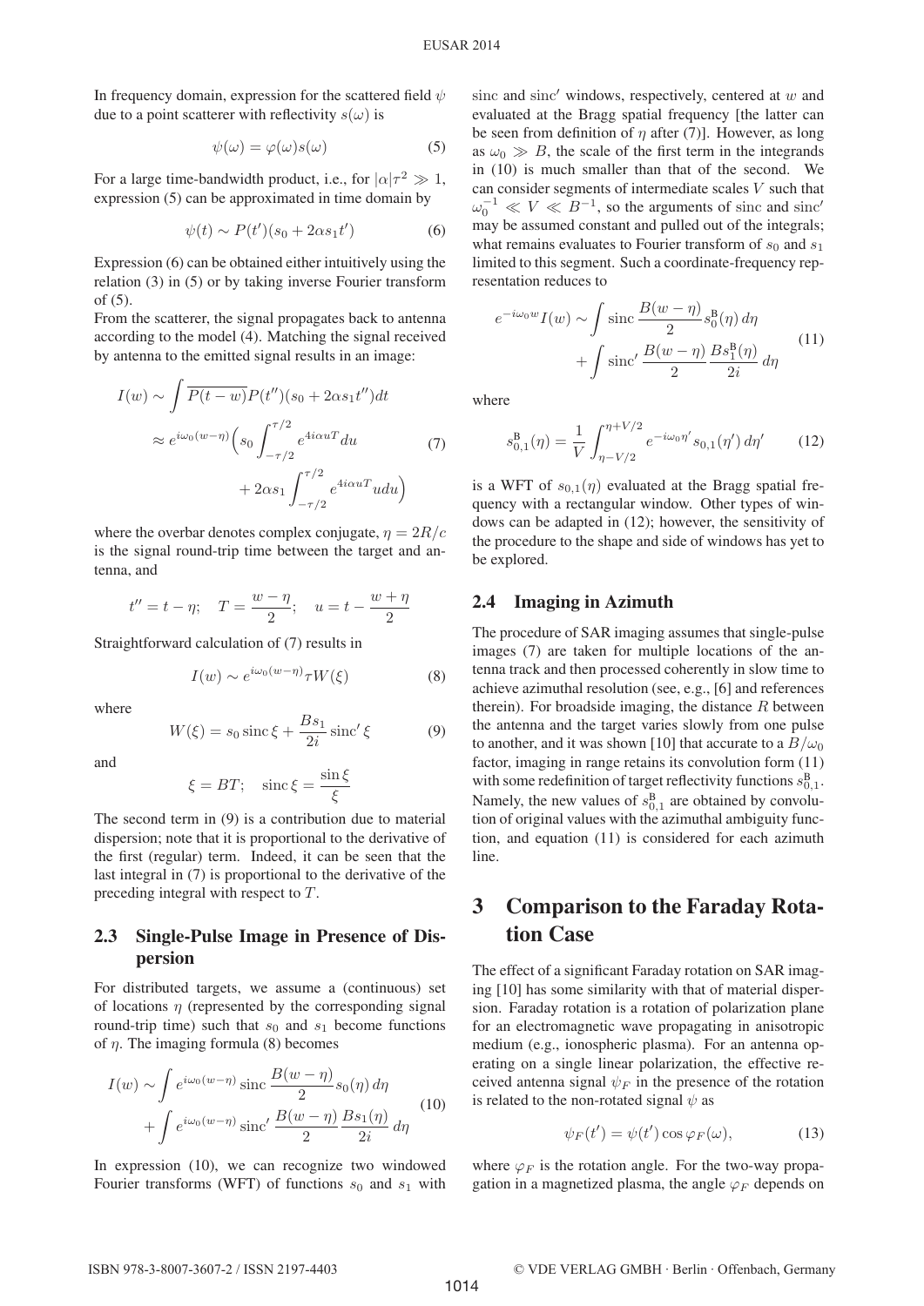In frequency domain, expression for the scattered field $\psi$ due to a point scatterer with reflectivity $s(\omega)$ is

$$\psi(\omega) = \varphi(\omega)s(\omega) \tag{5}$$

For a large time-bandwidth product, i.e., for $|\alpha|\tau^2 \gg 1$, expression (5) can be approximated in time domain by

$$\psi(t) \sim P(t')(s_0 + 2\alpha s_1 t') \tag{6}$$

Expression (6) can be obtained either intuitively using the relation (3) in (5) or by taking inverse Fourier transform of (5).

From the scatterer, the signal propagates back to antenna according to the model (4). Matching the signal received by antenna to the emitted signal results in an image:

$$\begin{aligned} I(w) &\sim \int \overline{P(t-w)}P(t'')(s_0 + 2\alpha s_1 t'')dt \\ &\approx e^{i\omega_0(w-\eta)}\Big(s_0 \int_{-\tau/2}^{\tau/2} e^{4i\alpha uT}du \\ &\qquad + 2\alpha s_1 \int_{-\tau/2}^{\tau/2} e^{4i\alpha uT}u du\Big) \end{aligned} \tag{7}$$

where the overbar denotes complex conjugate, $\eta = 2R/c$ is the signal round-trip time between the target and antenna, and

$$t'' = t - \eta; \quad T = \frac{w-\eta}{2}; \quad u = t - \frac{w+\eta}{2}$$

Straightforward calculation of (7) results in

$$I(w) \sim e^{i\omega_0(w-\eta)}\tau W(\xi) \tag{8}$$

where

$$W(\xi) = s_0 \operatorname{sinc}\xi + \frac{Bs_1}{2i}\operatorname{sinc}'\xi \tag{9}$$

and

$$\xi = BT; \quad \operatorname{sinc}\xi = \frac{\sin\xi}{\xi}$$

The second term in (9) is a contribution due to material dispersion; note that it is proportional to the derivative of the first (regular) term. Indeed, it can be seen that the last integral in (7) is proportional to the derivative of the preceding integral with respect to $T$.

### 2.3 Single-Pulse Image in Presence of Dispersion

For distributed targets, we assume a (continuous) set of locations $\eta$ (represented by the corresponding signal round-trip time) such that $s_0$ and $s_1$ become functions of $\eta$. The imaging formula (8) becomes

$$\begin{aligned} I(w) &\sim \int e^{i\omega_0(w-\eta)} \operatorname{sinc}\frac{B(w-\eta)}{2}s_0(\eta)\,d\eta \\ &+ \int e^{i\omega_0(w-\eta)} \operatorname{sinc}'\frac{B(w-\eta)}{2}\frac{Bs_1(\eta)}{2i}\,d\eta \end{aligned} \tag{10}$$

In expression (10), we can recognize two windowed Fourier transforms (WFT) of functions $s_0$ and $s_1$ with sinc and sinc$'$ windows, respectively, centered at $w$ and evaluated at the Bragg spatial frequency [the latter can be seen from definition of $\eta$ after (7)]. However, as long as $\omega_0 \gg B$, the scale of the first term in the integrands in (10) is much smaller than that of the second. We can consider segments of intermediate scales $V$ such that $\omega_0^{-1} \ll V \ll B^{-1}$, so the arguments of sinc and sinc$'$ may be assumed constant and pulled out of the integrals; what remains evaluates to Fourier transform of $s_0$ and $s_1$ limited to this segment. Such a coordinate-frequency representation reduces to

$$\begin{aligned} e^{-i\omega_0 w}I(w) &\sim \int \operatorname{sinc}\frac{B(w-\eta)}{2}s_0^{\mathrm{B}}(\eta)\,d\eta \\ &+ \int \operatorname{sinc}'\frac{B(w-\eta)}{2}\frac{Bs_1^{\mathrm{B}}(\eta)}{2i}\,d\eta \end{aligned} \tag{11}$$

where

$$s_{0,1}^{\mathrm{B}}(\eta) = \frac{1}{V}\int_{\eta-V/2}^{\eta+V/2} e^{-i\omega_0\eta'}s_{0,1}(\eta')\,d\eta' \tag{12}$$

is a WFT of $s_{0,1}(\eta)$ evaluated at the Bragg spatial frequency with a rectangular window. Other types of windows can be adapted in (12); however, the sensitivity of the procedure to the shape and side of windows has yet to be explored.

### 2.4 Imaging in Azimuth

The procedure of SAR imaging assumes that single-pulse images (7) are taken for multiple locations of the antenna track and then processed coherently in slow time to achieve azimuthal resolution (see, e.g., [6] and references therein). For broadside imaging, the distance $R$ between the antenna and the target varies slowly from one pulse to another, and it was shown [10] that accurate to a $B/\omega_0$ factor, imaging in range retains its convolution form (11) with some redefinition of target reflectivity functions $s_{0,1}^{\mathrm{B}}$. Namely, the new values of $s_{0,1}^{\mathrm{B}}$ are obtained by convolution of original values with the azimuthal ambiguity function, and equation (11) is considered for each azimuth line.

## 3 Comparison to the Faraday Rotation Case

The effect of a significant Faraday rotation on SAR imaging [10] has some similarity with that of material dispersion. Faraday rotation is a rotation of polarization plane for an electromagnetic wave propagating in anisotropic medium (e.g., ionospheric plasma). For an antenna operating on a single linear polarization, the effective received antenna signal $\psi_F$ in the presence of the rotation is related to the non-rotated signal $\psi$ as

$$\psi_F(t') = \psi(t')\cos\varphi_F(\omega), \tag{13}$$

where $\varphi_F$ is the rotation angle. For the two-way propagation in a magnetized plasma, the angle $\varphi_F$ depends on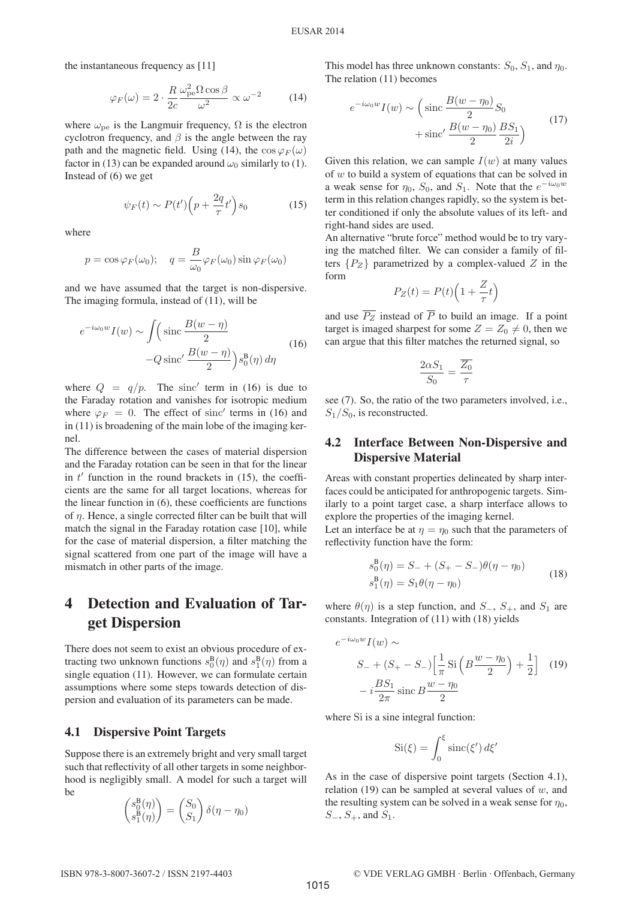the instantaneous frequency as [11]

$$\varphi_F(\omega) = 2 \cdot \frac{R}{2c} \frac{\omega_{\rm pe}^2 \Omega \cos\beta}{\omega^2} \propto \omega^{-2} \tag{14}$$

where $\omega_{\rm pe}$ is the Langmuir frequency, $\Omega$ is the electron cyclotron frequency, and $\beta$ is the angle between the ray path and the magnetic field. Using (14), the $\cos\varphi_F(\omega)$ factor in (13) can be expanded around $\omega_0$ similarly to (1). Instead of (6) we get

$$\psi_F(t) \sim P(t')\Big(p + \frac{2q}{\tau}t'\Big) s_0 \tag{15}$$

where

$$p = \cos\varphi_F(\omega_0); \quad q = \frac{B}{\omega_0}\varphi_F(\omega_0)\sin\varphi_F(\omega_0)$$

and we have assumed that the target is non-dispersive. The imaging formula, instead of (11), will be

$$e^{-i\omega_0 w} I(w) \sim \int\Big(\operatorname{sinc}\frac{B(w-\eta)}{2} - Q\operatorname{sinc}'\frac{B(w-\eta)}{2}\Big) s_0^{\rm B}(\eta)\, d\eta \tag{16}$$

where $Q = q/p$. The $\operatorname{sinc}'$ term in (16) is due to the Faraday rotation and vanishes for isotropic medium where $\varphi_F = 0$. The effect of $\operatorname{sinc}'$ terms in (16) and in (11) is broadening of the main lobe of the imaging kernel.

The difference between the cases of material dispersion and the Faraday rotation can be seen in that for the linear in $t'$ function in the round brackets in (15), the coefficients are the same for all target locations, whereas for the linear function in (6), these coefficients are functions of $\eta$. Hence, a single corrected filter can be built that will match the signal in the Faraday rotation case [10], while for the case of material dispersion, a filter matching the signal scattered from one part of the image will have a mismatch in other parts of the image.

# 4 Detection and Evaluation of Target Dispersion

There does not seem to exist an obvious procedure of extracting two unknown functions $s_0^{\rm B}(\eta)$ and $s_1^{\rm B}(\eta)$ from a single equation (11). However, we can formulate certain assumptions where some steps towards detection of dispersion and evaluation of its parameters can be made.

## 4.1 Dispersive Point Targets

Suppose there is an extremely bright and very small target such that reflectivity of all other targets in some neighborhood is negligibly small. A model for such a target will be

$$\begin{pmatrix} s_0^{\rm B}(\eta) \\ s_1^{\rm B}(\eta) \end{pmatrix} = \begin{pmatrix} S_0 \\ S_1 \end{pmatrix} \delta(\eta - \eta_0)$$

This model has three unknown constants: $S_0$, $S_1$, and $\eta_0$. The relation (11) becomes

$$e^{-i\omega_0 w} I(w) \sim \Big(\operatorname{sinc}\frac{B(w-\eta_0)}{2} S_0 + \operatorname{sinc}'\frac{B(w-\eta_0)}{2}\frac{BS_1}{2i}\Big) \tag{17}$$

Given this relation, we can sample $I(w)$ at many values of $w$ to build a system of equations that can be solved in a weak sense for $\eta_0$, $S_0$, and $S_1$. Note that the $e^{-i\omega_0 w}$ term in this relation changes rapidly, so the system is better conditioned if only the absolute values of its left- and right-hand sides are used.

An alternative "brute force" method would be to try varying the matched filter. We can consider a family of filters $\{P_Z\}$ parametrized by a complex-valued $Z$ in the form

$$P_Z(t) = P(t)\Big(1 + \frac{Z}{\tau}t\Big)$$

and use $\overline{P_Z}$ instead of $\overline{P}$ to build an image. If a point target is imaged sharpest for some $Z = Z_0 \neq 0$, then we can argue that this filter matches the returned signal, so

$$\frac{2\alpha S_1}{S_0} = \frac{\overline{Z_0}}{\tau}$$

see (7). So, the ratio of the two parameters involved, i.e., $S_1/S_0$, is reconstructed.

## 4.2 Interface Between Non-Dispersive and Dispersive Material

Areas with constant properties delineated by sharp interfaces could be anticipated for anthropogenic targets. Similarly to a point target case, a sharp interface allows to explore the properties of the imaging kernel.

Let an interface be at $\eta = \eta_0$ such that the parameters of reflectivity function have the form:

$$\begin{aligned} s_0^{\rm B}(\eta) &= S_- + (S_+ - S_-)\theta(\eta - \eta_0) \\ s_1^{\rm B}(\eta) &= S_1\theta(\eta - \eta_0) \end{aligned} \tag{18}$$

where $\theta(\eta)$ is a step function, and $S_-$, $S_+$, and $S_1$ are constants. Integration of (11) with (18) yields

$$\begin{aligned} e^{-i\omega_0 w} I(w) \sim\ & \\ & S_- + (S_+ - S_-)\Big[\frac{1}{\pi}\operatorname{Si}\Big(B\frac{w-\eta_0}{2}\Big) + \frac{1}{2}\Big] \\ & - i\frac{BS_1}{2\pi}\operatorname{sinc} B\frac{w-\eta_0}{2} \end{aligned} \tag{19}$$

where Si is a sine integral function:

$$\operatorname{Si}(\xi) = \int_0^{\xi} \operatorname{sinc}(\xi')\, d\xi'$$

As in the case of dispersive point targets (Section 4.1), relation (19) can be sampled at several values of $w$, and the resulting system can be solved in a weak sense for $\eta_0$, $S_-$, $S_+$, and $S_1$.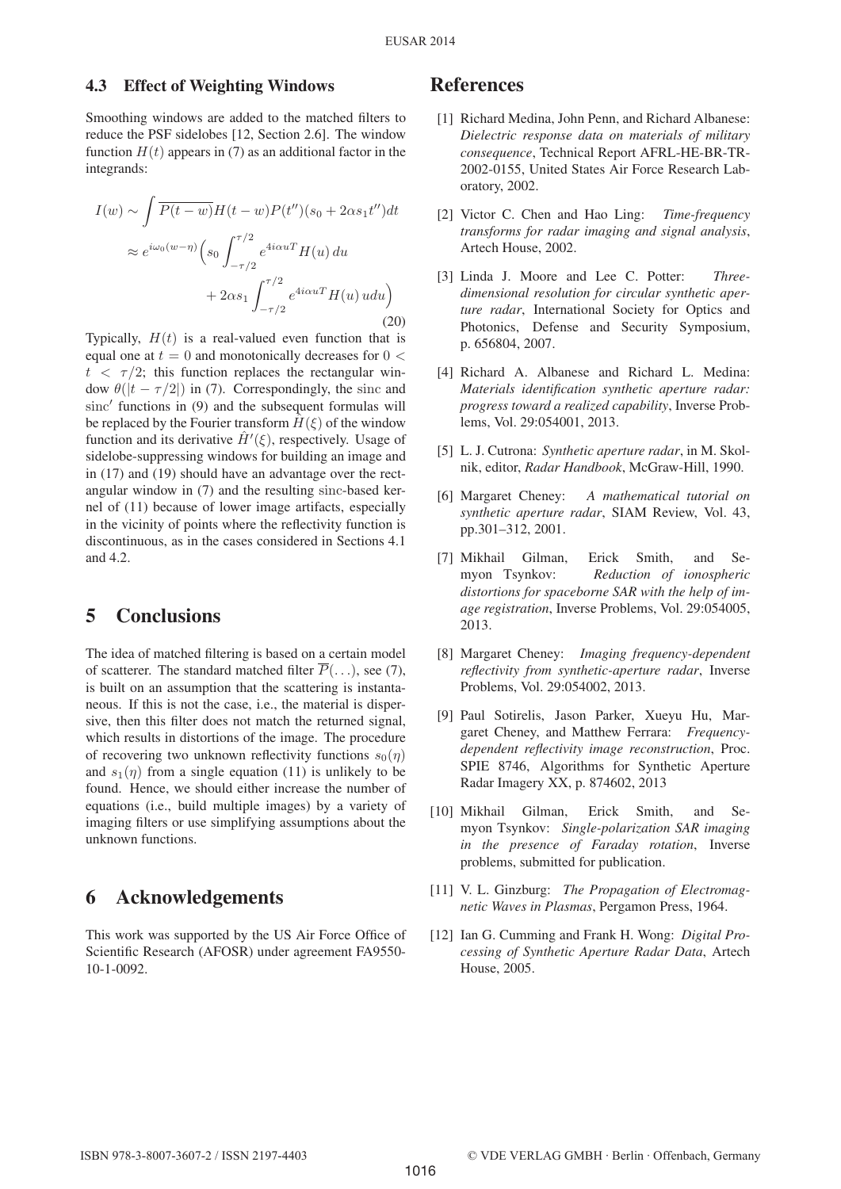### 4.3 Effect of Weighting Windows

Smoothing windows are added to the matched filters to reduce the PSF sidelobes [12, Section 2.6]. The window function $H(t)$ appears in (7) as an additional factor in the integrands:

$$
\begin{aligned}
I(w) &\sim \int \overline{P(t-w)} H(t-w) P(t'')(s_0 + 2\alpha s_1 t'') dt \\
&\approx e^{i\omega_0(w-\eta)} \Big( s_0 \int_{-\tau/2}^{\tau/2} e^{4i\alpha u T} H(u)\, du \\
&\qquad + 2\alpha s_1 \int_{-\tau/2}^{\tau/2} e^{4i\alpha u T} H(u)\, u du \Big)
\end{aligned}
\tag{20}
$$

Typically, $H(t)$ is a real-valued even function that is equal one at $t = 0$ and monotonically decreases for $0 < t < \tau/2$; this function replaces the rectangular window $\theta(|t - \tau/2|)$ in (7). Correspondingly, the $\text{sinc}$ and $\text{sinc}'$ functions in (9) and the subsequent formulas will be replaced by the Fourier transform $\hat{H}(\xi)$ of the window function and its derivative $\hat{H}'(\xi)$, respectively. Usage of sidelobe-suppressing windows for building an image and in (17) and (19) should have an advantage over the rectangular window in (7) and the resulting $\text{sinc}$-based kernel of (11) because of lower image artifacts, especially in the vicinity of points where the reflectivity function is discontinuous, as in the cases considered in Sections 4.1 and 4.2.

## 5 Conclusions

The idea of matched filtering is based on a certain model of scatterer. The standard matched filter $\overline{P}(\ldots)$, see (7), is built on an assumption that the scattering is instantaneous. If this is not the case, i.e., the material is dispersive, then this filter does not match the returned signal, which results in distortions of the image. The procedure of recovering two unknown reflectivity functions $s_0(\eta)$ and $s_1(\eta)$ from a single equation (11) is unlikely to be found. Hence, we should either increase the number of equations (i.e., build multiple images) by a variety of imaging filters or use simplifying assumptions about the unknown functions.

## 6 Acknowledgements

This work was supported by the US Air Force Office of Scientific Research (AFOSR) under agreement FA9550-10-1-0092.

## References

[1] Richard Medina, John Penn, and Richard Albanese: *Dielectric response data on materials of military consequence*, Technical Report AFRL-HE-BR-TR-2002-0155, United States Air Force Research Laboratory, 2002.

[2] Victor C. Chen and Hao Ling: *Time-frequency transforms for radar imaging and signal analysis*, Artech House, 2002.

[3] Linda J. Moore and Lee C. Potter: *Three-dimensional resolution for circular synthetic aperture radar*, International Society for Optics and Photonics, Defense and Security Symposium, p. 656804, 2007.

[4] Richard A. Albanese and Richard L. Medina: *Materials identification synthetic aperture radar: progress toward a realized capability*, Inverse Problems, Vol. 29:054001, 2013.

[5] L. J. Cutrona: *Synthetic aperture radar*, in M. Skolnik, editor, *Radar Handbook*, McGraw-Hill, 1990.

[6] Margaret Cheney: *A mathematical tutorial on synthetic aperture radar*, SIAM Review, Vol. 43, pp.301–312, 2001.

[7] Mikhail Gilman, Erick Smith, and Semyon Tsynkov: *Reduction of ionospheric distortions for spaceborne SAR with the help of image registration*, Inverse Problems, Vol. 29:054005, 2013.

[8] Margaret Cheney: *Imaging frequency-dependent reflectivity from synthetic-aperture radar*, Inverse Problems, Vol. 29:054002, 2013.

[9] Paul Sotirelis, Jason Parker, Xueyu Hu, Margaret Cheney, and Matthew Ferrara: *Frequency-dependent reflectivity image reconstruction*, Proc. SPIE 8746, Algorithms for Synthetic Aperture Radar Imagery XX, p. 874602, 2013

[10] Mikhail Gilman, Erick Smith, and Semyon Tsynkov: *Single-polarization SAR imaging in the presence of Faraday rotation*, Inverse problems, submitted for publication.

[11] V. L. Ginzburg: *The Propagation of Electromagnetic Waves in Plasmas*, Pergamon Press, 1964.

[12] Ian G. Cumming and Frank H. Wong: *Digital Processing of Synthetic Aperture Radar Data*, Artech House, 2005.